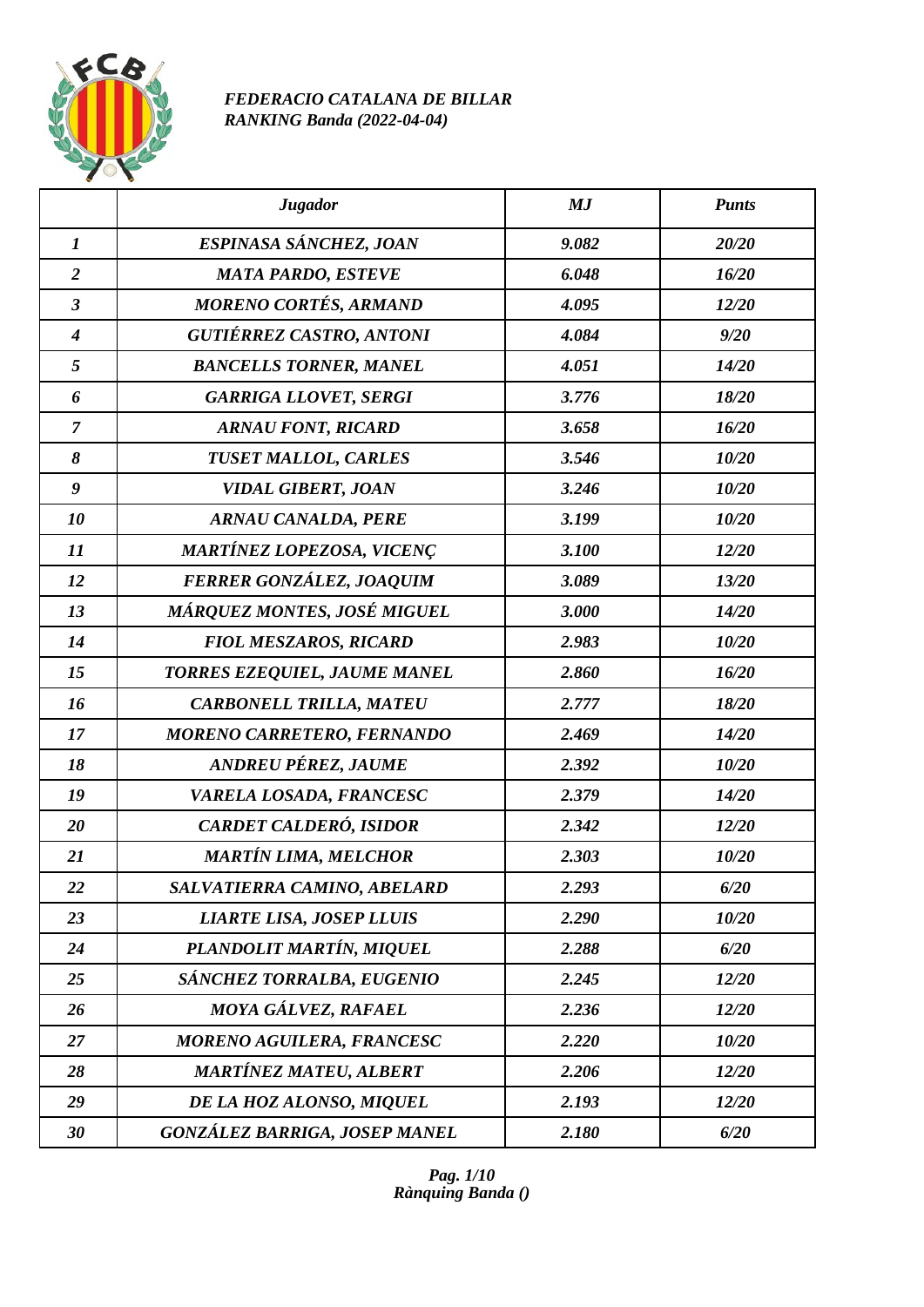*FEDERACIO CATALANA DE BILLAR*
*RANKING Banda (2022-04-04)*

| | Jugador | MJ | Punts |
|---|---|---|---|
| 1 | ESPINASA SÁNCHEZ, JOAN | 9.082 | 20/20 |
| 2 | MATA PARDO, ESTEVE | 6.048 | 16/20 |
| 3 | MORENO CORTÉS, ARMAND | 4.095 | 12/20 |
| 4 | GUTIÉRREZ CASTRO, ANTONI | 4.084 | 9/20 |
| 5 | BANCELLS TORNER, MANEL | 4.051 | 14/20 |
| 6 | GARRIGA LLOVET, SERGI | 3.776 | 18/20 |
| 7 | ARNAU FONT, RICARD | 3.658 | 16/20 |
| 8 | TUSET MALLOL, CARLES | 3.546 | 10/20 |
| 9 | VIDAL GIBERT, JOAN | 3.246 | 10/20 |
| 10 | ARNAU CANALDA, PERE | 3.199 | 10/20 |
| 11 | MARTÍNEZ LOPEZOSA, VICENÇ | 3.100 | 12/20 |
| 12 | FERRER GONZÁLEZ, JOAQUIM | 3.089 | 13/20 |
| 13 | MÁRQUEZ MONTES, JOSÉ MIGUEL | 3.000 | 14/20 |
| 14 | FIOL MESZAROS, RICARD | 2.983 | 10/20 |
| 15 | TORRES EZEQUIEL, JAUME MANEL | 2.860 | 16/20 |
| 16 | CARBONELL TRILLA, MATEU | 2.777 | 18/20 |
| 17 | MORENO CARRETERO, FERNANDO | 2.469 | 14/20 |
| 18 | ANDREU PÉREZ, JAUME | 2.392 | 10/20 |
| 19 | VARELA LOSADA, FRANCESC | 2.379 | 14/20 |
| 20 | CARDET CALDERÓ, ISIDOR | 2.342 | 12/20 |
| 21 | MARTÍN LIMA, MELCHOR | 2.303 | 10/20 |
| 22 | SALVATIERRA CAMINO, ABELARD | 2.293 | 6/20 |
| 23 | LIARTE LISA, JOSEP LLUIS | 2.290 | 10/20 |
| 24 | PLANDOLIT MARTÍN, MIQUEL | 2.288 | 6/20 |
| 25 | SÁNCHEZ TORRALBA, EUGENIO | 2.245 | 12/20 |
| 26 | MOYA GÁLVEZ, RAFAEL | 2.236 | 12/20 |
| 27 | MORENO AGUILERA, FRANCESC | 2.220 | 10/20 |
| 28 | MARTÍNEZ MATEU, ALBERT | 2.206 | 12/20 |
| 29 | DE LA HOZ ALONSO, MIQUEL | 2.193 | 12/20 |
| 30 | GONZÁLEZ BARRIGA, JOSEP MANEL | 2.180 | 6/20 |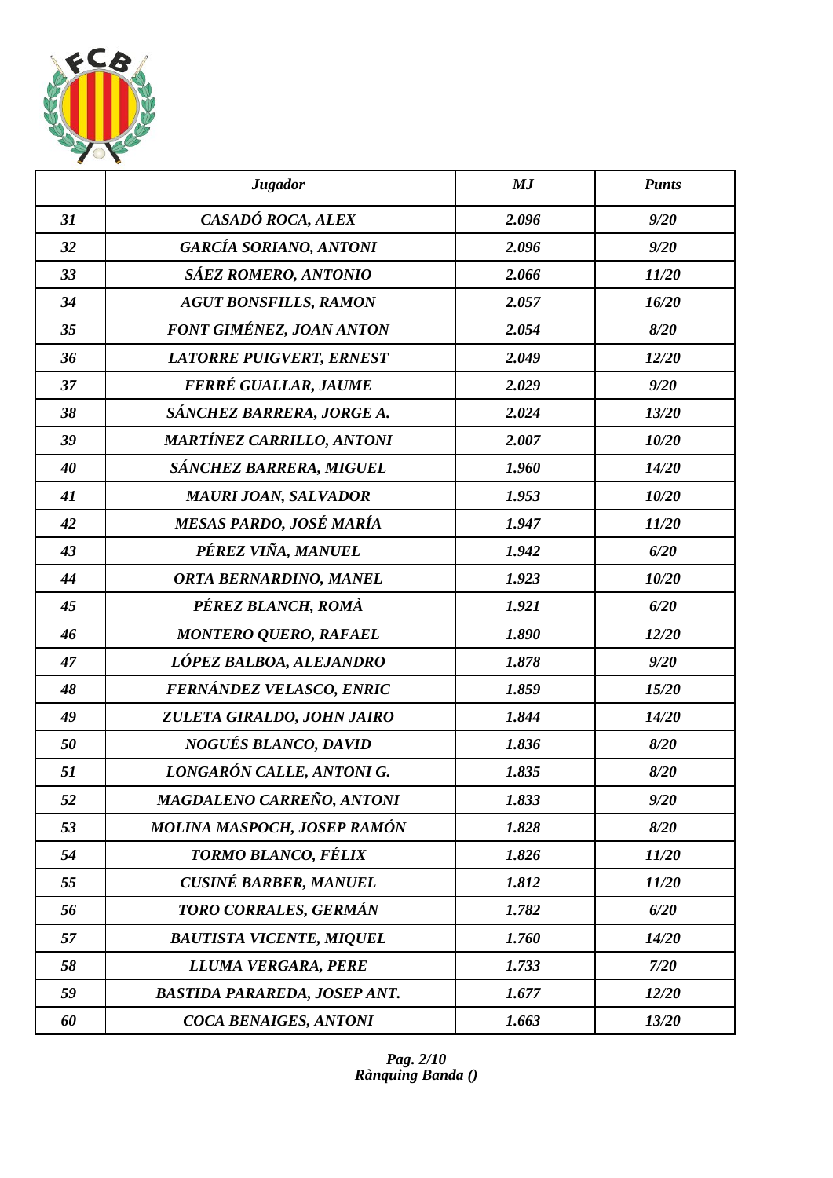| | *Jugador* | *MJ* | *Punts* |
|---|---|---|---|
| *31* | *CASADÓ ROCA, ALEX* | *2.096* | *9/20* |
| *32* | *GARCÍA SORIANO, ANTONI* | *2.096* | *9/20* |
| *33* | *SÁEZ ROMERO, ANTONIO* | *2.066* | *11/20* |
| *34* | *AGUT BONSFILLS, RAMON* | *2.057* | *16/20* |
| *35* | *FONT GIMÉNEZ, JOAN ANTON* | *2.054* | *8/20* |
| *36* | *LATORRE PUIGVERT, ERNEST* | *2.049* | *12/20* |
| *37* | *FERRÉ GUALLAR, JAUME* | *2.029* | *9/20* |
| *38* | *SÁNCHEZ BARRERA, JORGE A.* | *2.024* | *13/20* |
| *39* | *MARTÍNEZ CARRILLO, ANTONI* | *2.007* | *10/20* |
| *40* | *SÁNCHEZ BARRERA, MIGUEL* | *1.960* | *14/20* |
| *41* | *MAURI JOAN, SALVADOR* | *1.953* | *10/20* |
| *42* | *MESAS PARDO, JOSÉ MARÍA* | *1.947* | *11/20* |
| *43* | *PÉREZ VIÑA, MANUEL* | *1.942* | *6/20* |
| *44* | *ORTA BERNARDINO, MANEL* | *1.923* | *10/20* |
| *45* | *PÉREZ BLANCH, ROMÀ* | *1.921* | *6/20* |
| *46* | *MONTERO QUERO, RAFAEL* | *1.890* | *12/20* |
| *47* | *LÓPEZ BALBOA, ALEJANDRO* | *1.878* | *9/20* |
| *48* | *FERNÁNDEZ VELASCO, ENRIC* | *1.859* | *15/20* |
| *49* | *ZULETA GIRALDO, JOHN JAIRO* | *1.844* | *14/20* |
| *50* | *NOGUÉS BLANCO, DAVID* | *1.836* | *8/20* |
| *51* | *LONGARÓN CALLE, ANTONI G.* | *1.835* | *8/20* |
| *52* | *MAGDALENO CARREÑO, ANTONI* | *1.833* | *9/20* |
| *53* | *MOLINA MASPOCH, JOSEP RAMÓN* | *1.828* | *8/20* |
| *54* | *TORMO BLANCO, FÉLIX* | *1.826* | *11/20* |
| *55* | *CUSINÉ BARBER, MANUEL* | *1.812* | *11/20* |
| *56* | *TORO CORRALES, GERMÁN* | *1.782* | *6/20* |
| *57* | *BAUTISTA VICENTE, MIQUEL* | *1.760* | *14/20* |
| *58* | *LLUMA VERGARA, PERE* | *1.733* | *7/20* |
| *59* | *BASTIDA PARAREDA, JOSEP ANT.* | *1.677* | *12/20* |
| *60* | *COCA BENAIGES, ANTONI* | *1.663* | *13/20* |

*Rànquing Banda ()*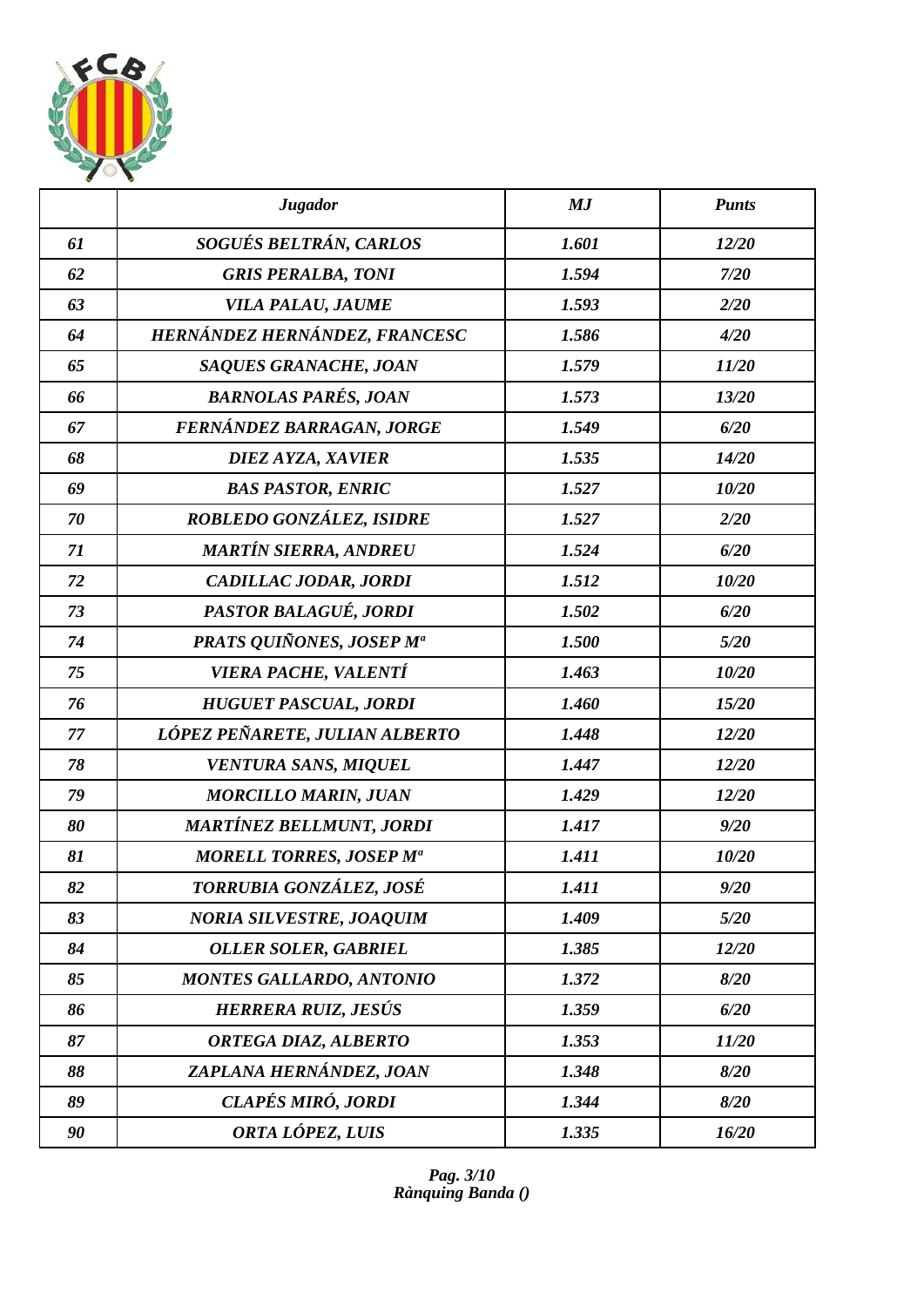| | *Jugador* | *MJ* | *Punts* |
|---|---|---|---|
| *61* | *SOGUÉS BELTRÁN, CARLOS* | *1.601* | *12/20* |
| *62* | *GRIS PERALBA, TONI* | *1.594* | *7/20* |
| *63* | *VILA PALAU, JAUME* | *1.593* | *2/20* |
| *64* | *HERNÁNDEZ HERNÁNDEZ, FRANCESC* | *1.586* | *4/20* |
| *65* | *SAQUES GRANACHE, JOAN* | *1.579* | *11/20* |
| *66* | *BARNOLAS PARÉS, JOAN* | *1.573* | *13/20* |
| *67* | *FERNÁNDEZ BARRAGAN, JORGE* | *1.549* | *6/20* |
| *68* | *DIEZ AYZA, XAVIER* | *1.535* | *14/20* |
| *69* | *BAS PASTOR, ENRIC* | *1.527* | *10/20* |
| *70* | *ROBLEDO GONZÁLEZ, ISIDRE* | *1.527* | *2/20* |
| *71* | *MARTÍN SIERRA, ANDREU* | *1.524* | *6/20* |
| *72* | *CADILLAC JODAR, JORDI* | *1.512* | *10/20* |
| *73* | *PASTOR BALAGUÉ, JORDI* | *1.502* | *6/20* |
| *74* | *PRATS QUIÑONES, JOSEP Mª* | *1.500* | *5/20* |
| *75* | *VIERA PACHE, VALENTÍ* | *1.463* | *10/20* |
| *76* | *HUGUET PASCUAL, JORDI* | *1.460* | *15/20* |
| *77* | *LÓPEZ PEÑARETE, JULIAN ALBERTO* | *1.448* | *12/20* |
| *78* | *VENTURA SANS, MIQUEL* | *1.447* | *12/20* |
| *79* | *MORCILLO MARIN, JUAN* | *1.429* | *12/20* |
| *80* | *MARTÍNEZ BELLMUNT, JORDI* | *1.417* | *9/20* |
| *81* | *MORELL TORRES, JOSEP Mª* | *1.411* | *10/20* |
| *82* | *TORRUBIA GONZÁLEZ, JOSÉ* | *1.411* | *9/20* |
| *83* | *NORIA SILVESTRE, JOAQUIM* | *1.409* | *5/20* |
| *84* | *OLLER SOLER, GABRIEL* | *1.385* | *12/20* |
| *85* | *MONTES GALLARDO, ANTONIO* | *1.372* | *8/20* |
| *86* | *HERRERA RUIZ, JESÚS* | *1.359* | *6/20* |
| *87* | *ORTEGA DIAZ, ALBERTO* | *1.353* | *11/20* |
| *88* | *ZAPLANA HERNÁNDEZ, JOAN* | *1.348* | *8/20* |
| *89* | *CLAPÉS MIRÓ, JORDI* | *1.344* | *8/20* |
| *90* | *ORTA LÓPEZ, LUIS* | *1.335* | *16/20* |

*Rànquing Banda ()*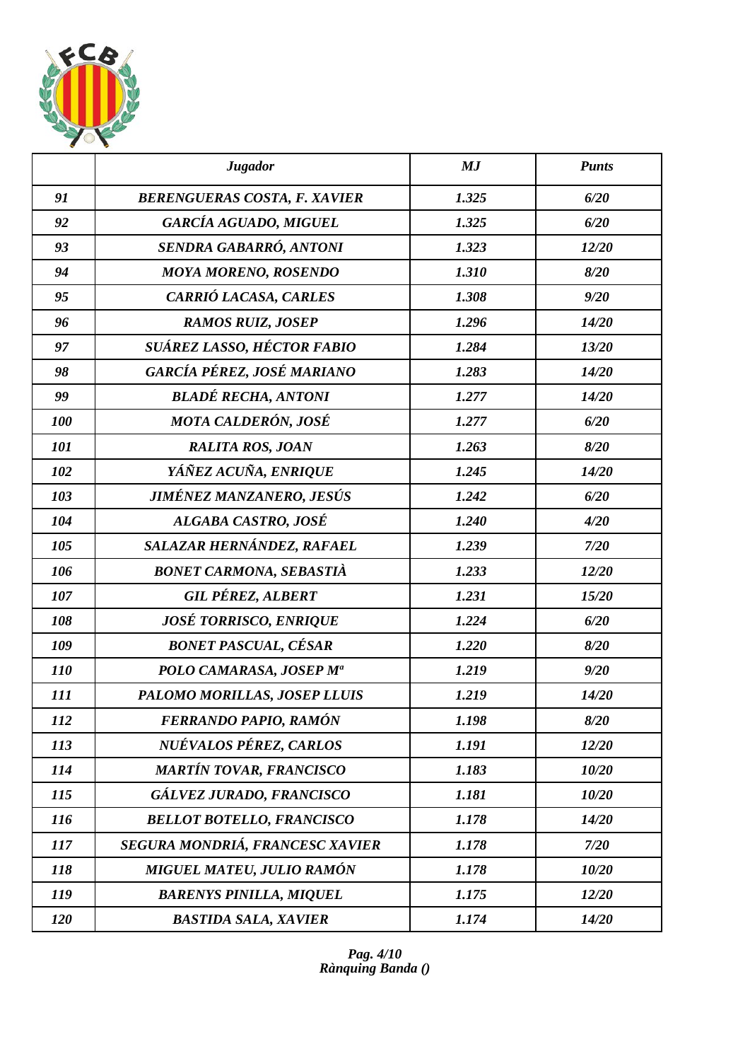| | *Jugador* | *MJ* | *Punts* |
|---|---|---|---|
| *91* | *BERENGUERAS COSTA, F. XAVIER* | *1.325* | *6/20* |
| *92* | *GARCÍA AGUADO, MIGUEL* | *1.325* | *6/20* |
| *93* | *SENDRA GABARRÓ, ANTONI* | *1.323* | *12/20* |
| *94* | *MOYA MORENO, ROSENDO* | *1.310* | *8/20* |
| *95* | *CARRIÓ LACASA, CARLES* | *1.308* | *9/20* |
| *96* | *RAMOS RUIZ, JOSEP* | *1.296* | *14/20* |
| *97* | *SUÁREZ LASSO, HÉCTOR FABIO* | *1.284* | *13/20* |
| *98* | *GARCÍA PÉREZ, JOSÉ MARIANO* | *1.283* | *14/20* |
| *99* | *BLADÉ RECHA, ANTONI* | *1.277* | *14/20* |
| *100* | *MOTA CALDERÓN, JOSÉ* | *1.277* | *6/20* |
| *101* | *RALITA ROS, JOAN* | *1.263* | *8/20* |
| *102* | *YÁÑEZ ACUÑA, ENRIQUE* | *1.245* | *14/20* |
| *103* | *JIMÉNEZ MANZANERO, JESÚS* | *1.242* | *6/20* |
| *104* | *ALGABA CASTRO, JOSÉ* | *1.240* | *4/20* |
| *105* | *SALAZAR HERNÁNDEZ, RAFAEL* | *1.239* | *7/20* |
| *106* | *BONET CARMONA, SEBASTIÀ* | *1.233* | *12/20* |
| *107* | *GIL PÉREZ, ALBERT* | *1.231* | *15/20* |
| *108* | *JOSÉ TORRISCO, ENRIQUE* | *1.224* | *6/20* |
| *109* | *BONET PASCUAL, CÉSAR* | *1.220* | *8/20* |
| *110* | *POLO CAMARASA, JOSEP Mª* | *1.219* | *9/20* |
| *111* | *PALOMO MORILLAS, JOSEP LLUIS* | *1.219* | *14/20* |
| *112* | *FERRANDO PAPIO, RAMÓN* | *1.198* | *8/20* |
| *113* | *NUÉVALOS PÉREZ, CARLOS* | *1.191* | *12/20* |
| *114* | *MARTÍN TOVAR, FRANCISCO* | *1.183* | *10/20* |
| *115* | *GÁLVEZ JURADO, FRANCISCO* | *1.181* | *10/20* |
| *116* | *BELLOT BOTELLO, FRANCISCO* | *1.178* | *14/20* |
| *117* | *SEGURA MONDRIÁ, FRANCESC XAVIER* | *1.178* | *7/20* |
| *118* | *MIGUEL MATEU, JULIO RAMÓN* | *1.178* | *10/20* |
| *119* | *BARENYS PINILLA, MIQUEL* | *1.175* | *12/20* |
| *120* | *BASTIDA SALA, XAVIER* | *1.174* | *14/20* |

*Rànquing Banda ()*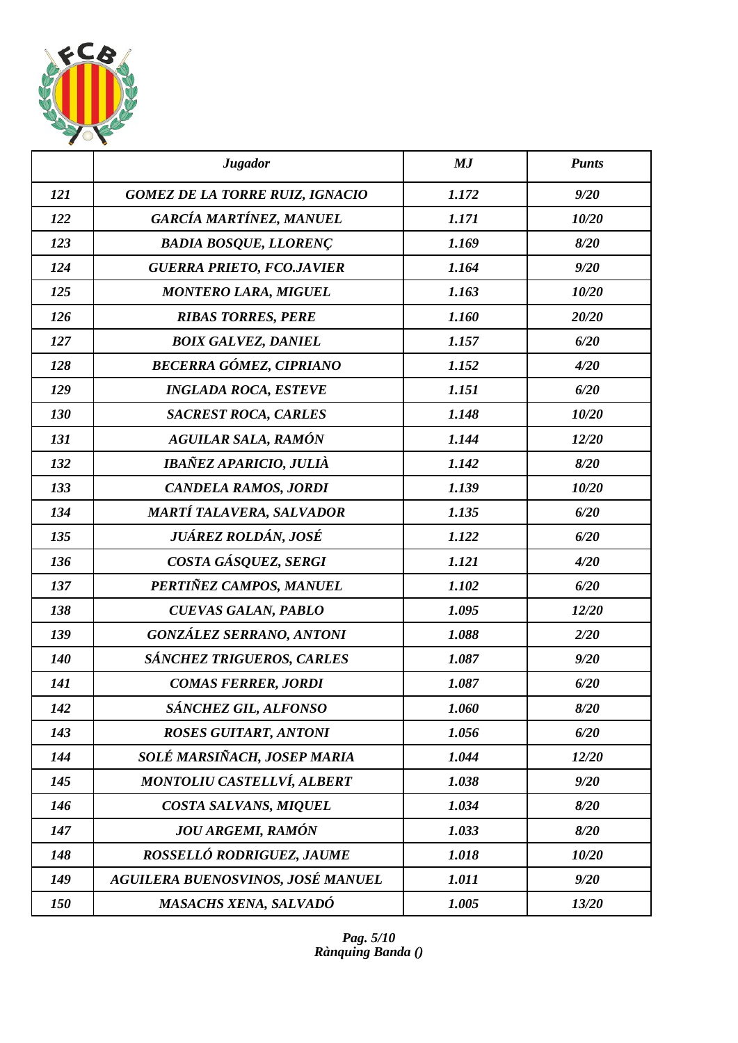| | Jugador | MJ | Punts |
|---|---|---|---|
| 121 | GOMEZ DE LA TORRE RUIZ, IGNACIO | 1.172 | 9/20 |
| 122 | GARCÍA MARTÍNEZ, MANUEL | 1.171 | 10/20 |
| 123 | BADIA BOSQUE, LLORENÇ | 1.169 | 8/20 |
| 124 | GUERRA PRIETO, FCO.JAVIER | 1.164 | 9/20 |
| 125 | MONTERO LARA, MIGUEL | 1.163 | 10/20 |
| 126 | RIBAS TORRES, PERE | 1.160 | 20/20 |
| 127 | BOIX GALVEZ, DANIEL | 1.157 | 6/20 |
| 128 | BECERRA GÓMEZ, CIPRIANO | 1.152 | 4/20 |
| 129 | INGLADA ROCA, ESTEVE | 1.151 | 6/20 |
| 130 | SACREST ROCA, CARLES | 1.148 | 10/20 |
| 131 | AGUILAR SALA, RAMÓN | 1.144 | 12/20 |
| 132 | IBAÑEZ APARICIO, JULIÀ | 1.142 | 8/20 |
| 133 | CANDELA RAMOS, JORDI | 1.139 | 10/20 |
| 134 | MARTÍ TALAVERA, SALVADOR | 1.135 | 6/20 |
| 135 | JUÁREZ ROLDÁN, JOSÉ | 1.122 | 6/20 |
| 136 | COSTA GÁSQUEZ, SERGI | 1.121 | 4/20 |
| 137 | PERTIÑEZ CAMPOS, MANUEL | 1.102 | 6/20 |
| 138 | CUEVAS GALAN, PABLO | 1.095 | 12/20 |
| 139 | GONZÁLEZ SERRANO, ANTONI | 1.088 | 2/20 |
| 140 | SÁNCHEZ TRIGUEROS, CARLES | 1.087 | 9/20 |
| 141 | COMAS FERRER, JORDI | 1.087 | 6/20 |
| 142 | SÁNCHEZ GIL, ALFONSO | 1.060 | 8/20 |
| 143 | ROSES GUITART, ANTONI | 1.056 | 6/20 |
| 144 | SOLÉ MARSIÑACH, JOSEP MARIA | 1.044 | 12/20 |
| 145 | MONTOLIU CASTELLVÍ, ALBERT | 1.038 | 9/20 |
| 146 | COSTA SALVANS, MIQUEL | 1.034 | 8/20 |
| 147 | JOU ARGEMI, RAMÓN | 1.033 | 8/20 |
| 148 | ROSSELLÓ RODRIGUEZ, JAUME | 1.018 | 10/20 |
| 149 | AGUILERA BUENOSVINOS, JOSÉ MANUEL | 1.011 | 9/20 |
| 150 | MASACHS XENA, SALVADÓ | 1.005 | 13/20 |

*Rànquing Banda ()*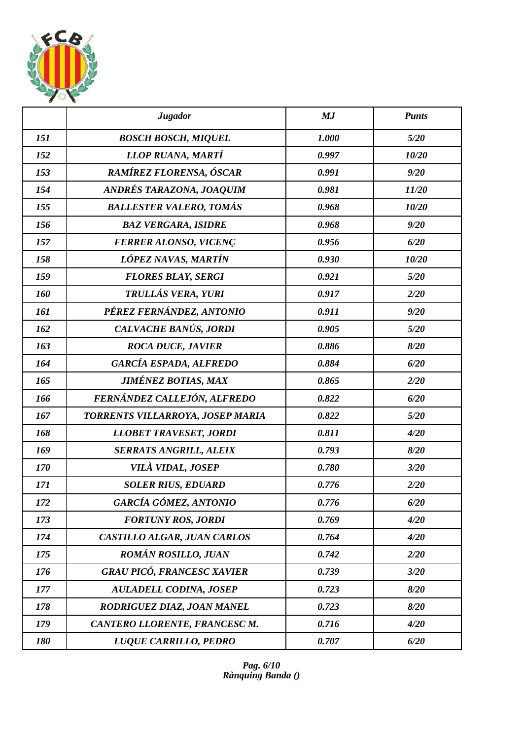| | *Jugador* | *MJ* | *Punts* |
|---|---|---|---|
| *151* | *BOSCH BOSCH, MIQUEL* | *1.000* | *5/20* |
| *152* | *LLOP RUANA, MARTÍ* | *0.997* | *10/20* |
| *153* | *RAMÍREZ FLORENSA, ÓSCAR* | *0.991* | *9/20* |
| *154* | *ANDRÉS TARAZONA, JOAQUIM* | *0.981* | *11/20* |
| *155* | *BALLESTER VALERO, TOMÁS* | *0.968* | *10/20* |
| *156* | *BAZ VERGARA, ISIDRE* | *0.968* | *9/20* |
| *157* | *FERRER ALONSO, VICENÇ* | *0.956* | *6/20* |
| *158* | *LÓPEZ NAVAS, MARTÍN* | *0.930* | *10/20* |
| *159* | *FLORES BLAY, SERGI* | *0.921* | *5/20* |
| *160* | *TRULLÁS VERA, YURI* | *0.917* | *2/20* |
| *161* | *PÉREZ FERNÁNDEZ, ANTONIO* | *0.911* | *9/20* |
| *162* | *CALVACHE BANÚS, JORDI* | *0.905* | *5/20* |
| *163* | *ROCA DUCE, JAVIER* | *0.886* | *8/20* |
| *164* | *GARCÍA ESPADA, ALFREDO* | *0.884* | *6/20* |
| *165* | *JIMÉNEZ BOTIAS, MAX* | *0.865* | *2/20* |
| *166* | *FERNÁNDEZ CALLEJÓN, ALFREDO* | *0.822* | *6/20* |
| *167* | *TORRENTS VILLARROYA, JOSEP MARIA* | *0.822* | *5/20* |
| *168* | *LLOBET TRAVESET, JORDI* | *0.811* | *4/20* |
| *169* | *SERRATS ANGRILL, ALEIX* | *0.793* | *8/20* |
| *170* | *VILÀ VIDAL, JOSEP* | *0.780* | *3/20* |
| *171* | *SOLER RIUS, EDUARD* | *0.776* | *2/20* |
| *172* | *GARCÍA GÓMEZ, ANTONIO* | *0.776* | *6/20* |
| *173* | *FORTUNY ROS, JORDI* | *0.769* | *4/20* |
| *174* | *CASTILLO ALGAR, JUAN CARLOS* | *0.764* | *4/20* |
| *175* | *ROMÁN ROSILLO, JUAN* | *0.742* | *2/20* |
| *176* | *GRAU PICÓ, FRANCESC XAVIER* | *0.739* | *3/20* |
| *177* | *AULADELL CODINA, JOSEP* | *0.723* | *8/20* |
| *178* | *RODRIGUEZ DIAZ, JOAN MANEL* | *0.723* | *8/20* |
| *179* | *CANTERO LLORENTE, FRANCESC M.* | *0.716* | *4/20* |
| *180* | *LUQUE CARRILLO, PEDRO* | *0.707* | *6/20* |

*Rànquing Banda ()*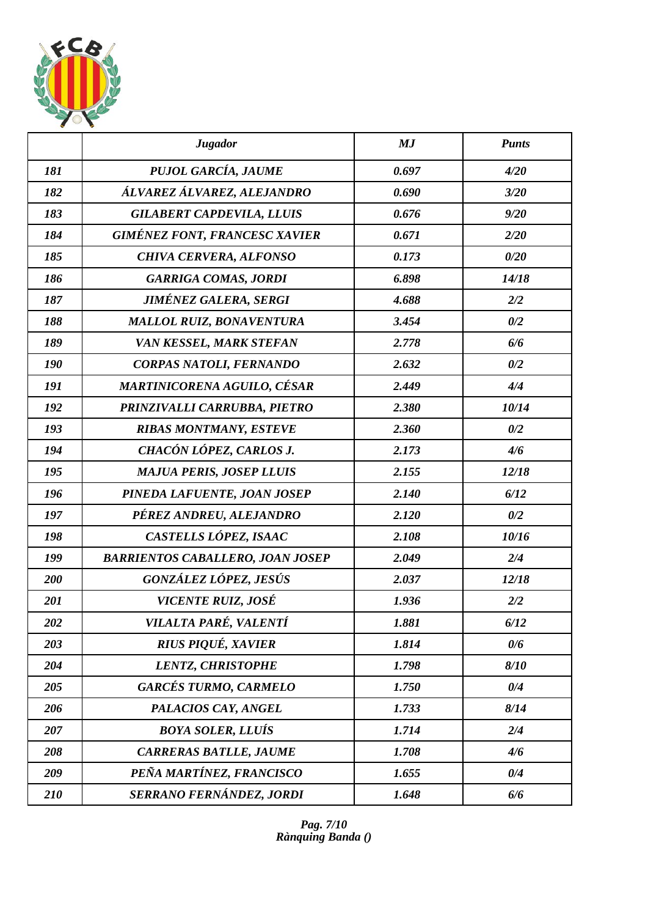| | *Jugador* | *MJ* | *Punts* |
|---|---|---|---|
| *181* | *PUJOL GARCÍA, JAUME* | *0.697* | *4/20* |
| *182* | *ÁLVAREZ ÁLVAREZ, ALEJANDRO* | *0.690* | *3/20* |
| *183* | *GILABERT CAPDEVILA, LLUIS* | *0.676* | *9/20* |
| *184* | *GIMÉNEZ FONT, FRANCESC XAVIER* | *0.671* | *2/20* |
| *185* | *CHIVA CERVERA, ALFONSO* | *0.173* | *0/20* |
| *186* | *GARRIGA COMAS, JORDI* | *6.898* | *14/18* |
| *187* | *JIMÉNEZ GALERA, SERGI* | *4.688* | *2/2* |
| *188* | *MALLOL RUIZ, BONAVENTURA* | *3.454* | *0/2* |
| *189* | *VAN KESSEL, MARK STEFAN* | *2.778* | *6/6* |
| *190* | *CORPAS NATOLI, FERNANDO* | *2.632* | *0/2* |
| *191* | *MARTINICORENA AGUILO, CÉSAR* | *2.449* | *4/4* |
| *192* | *PRINZIVALLI CARRUBBA, PIETRO* | *2.380* | *10/14* |
| *193* | *RIBAS MONTMANY, ESTEVE* | *2.360* | *0/2* |
| *194* | *CHACÓN LÓPEZ, CARLOS J.* | *2.173* | *4/6* |
| *195* | *MAJUA PERIS, JOSEP LLUIS* | *2.155* | *12/18* |
| *196* | *PINEDA LAFUENTE, JOAN JOSEP* | *2.140* | *6/12* |
| *197* | *PÉREZ ANDREU, ALEJANDRO* | *2.120* | *0/2* |
| *198* | *CASTELLS LÓPEZ, ISAAC* | *2.108* | *10/16* |
| *199* | *BARRIENTOS CABALLERO, JOAN JOSEP* | *2.049* | *2/4* |
| *200* | *GONZÁLEZ LÓPEZ, JESÚS* | *2.037* | *12/18* |
| *201* | *VICENTE RUIZ, JOSÉ* | *1.936* | *2/2* |
| *202* | *VILALTA PARÉ, VALENTÍ* | *1.881* | *6/12* |
| *203* | *RIUS PIQUÉ, XAVIER* | *1.814* | *0/6* |
| *204* | *LENTZ, CHRISTOPHE* | *1.798* | *8/10* |
| *205* | *GARCÉS TURMO, CARMELO* | *1.750* | *0/4* |
| *206* | *PALACIOS CAY, ANGEL* | *1.733* | *8/14* |
| *207* | *BOYA SOLER, LLUÍS* | *1.714* | *2/4* |
| *208* | *CARRERAS BATLLE, JAUME* | *1.708* | *4/6* |
| *209* | *PEÑA MARTÍNEZ, FRANCISCO* | *1.655* | *0/4* |
| *210* | *SERRANO FERNÁNDEZ, JORDI* | *1.648* | *6/6* |

*Rànquing Banda ()*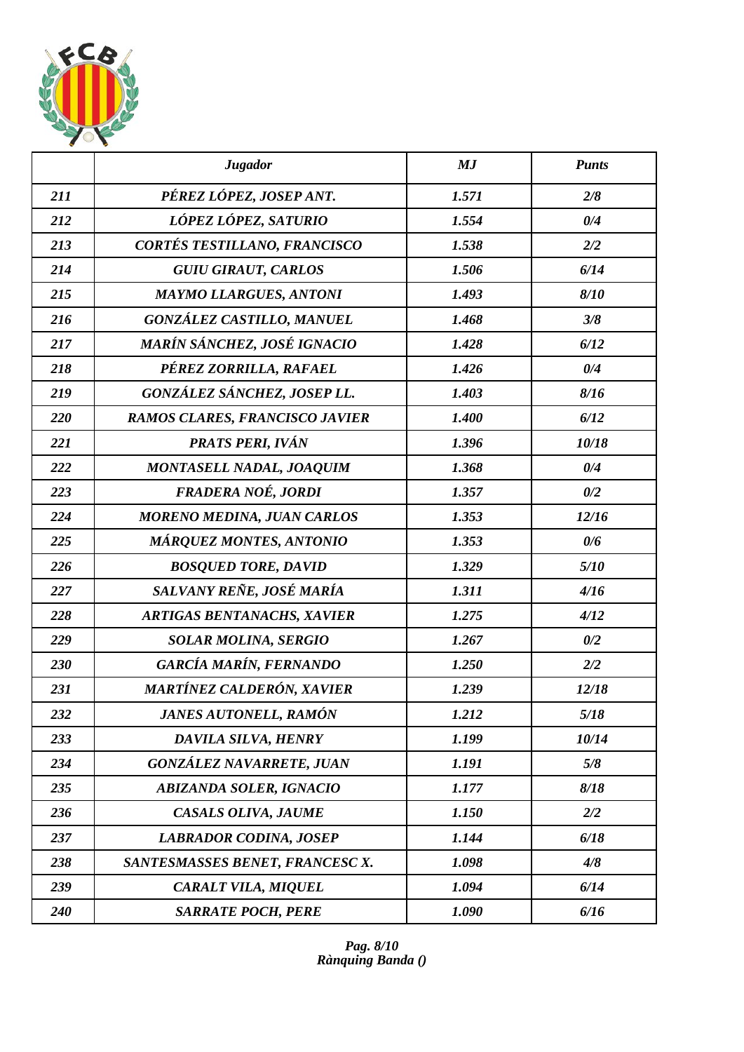| | *Jugador* | *MJ* | *Punts* |
|---|---|---|---|
| *211* | *PÉREZ LÓPEZ, JOSEP ANT.* | *1.571* | *2/8* |
| *212* | *LÓPEZ LÓPEZ, SATURIO* | *1.554* | *0/4* |
| *213* | *CORTÉS TESTILLANO, FRANCISCO* | *1.538* | *2/2* |
| *214* | *GUIU GIRAUT, CARLOS* | *1.506* | *6/14* |
| *215* | *MAYMO LLARGUES, ANTONI* | *1.493* | *8/10* |
| *216* | *GONZÁLEZ CASTILLO, MANUEL* | *1.468* | *3/8* |
| *217* | *MARÍN SÁNCHEZ, JOSÉ IGNACIO* | *1.428* | *6/12* |
| *218* | *PÉREZ ZORRILLA, RAFAEL* | *1.426* | *0/4* |
| *219* | *GONZÁLEZ SÁNCHEZ, JOSEP LL.* | *1.403* | *8/16* |
| *220* | *RAMOS CLARES, FRANCISCO JAVIER* | *1.400* | *6/12* |
| *221* | *PRATS PERI, IVÁN* | *1.396* | *10/18* |
| *222* | *MONTASELL NADAL, JOAQUIM* | *1.368* | *0/4* |
| *223* | *FRADERA NOÉ, JORDI* | *1.357* | *0/2* |
| *224* | *MORENO MEDINA, JUAN CARLOS* | *1.353* | *12/16* |
| *225* | *MÁRQUEZ MONTES, ANTONIO* | *1.353* | *0/6* |
| *226* | *BOSQUED TORE, DAVID* | *1.329* | *5/10* |
| *227* | *SALVANY REÑE, JOSÉ MARÍA* | *1.311* | *4/16* |
| *228* | *ARTIGAS BENTANACHS, XAVIER* | *1.275* | *4/12* |
| *229* | *SOLAR MOLINA, SERGIO* | *1.267* | *0/2* |
| *230* | *GARCÍA MARÍN, FERNANDO* | *1.250* | *2/2* |
| *231* | *MARTÍNEZ CALDERÓN, XAVIER* | *1.239* | *12/18* |
| *232* | *JANES AUTONELL, RAMÓN* | *1.212* | *5/18* |
| *233* | *DAVILA SILVA, HENRY* | *1.199* | *10/14* |
| *234* | *GONZÁLEZ NAVARRETE, JUAN* | *1.191* | *5/8* |
| *235* | *ABIZANDA SOLER, IGNACIO* | *1.177* | *8/18* |
| *236* | *CASALS OLIVA, JAUME* | *1.150* | *2/2* |
| *237* | *LABRADOR CODINA, JOSEP* | *1.144* | *6/18* |
| *238* | *SANTESMASSES BENET, FRANCESC X.* | *1.098* | *4/8* |
| *239* | *CARALT VILA, MIQUEL* | *1.094* | *6/14* |
| *240* | *SARRATE POCH, PERE* | *1.090* | *6/16* |

*Rànquing Banda ()*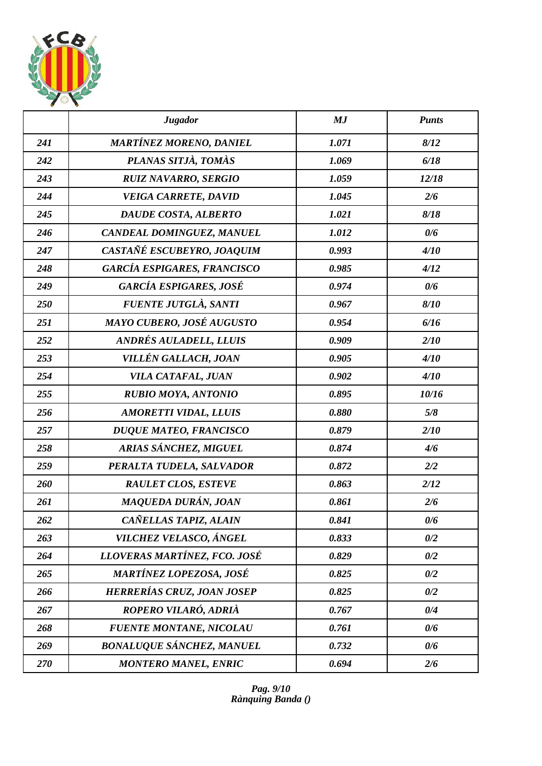|  | Jugador | MJ | Punts |
|---|---|---|---|
| 241 | MARTÍNEZ MORENO, DANIEL | 1.071 | 8/12 |
| 242 | PLANAS SITJÀ, TOMÀS | 1.069 | 6/18 |
| 243 | RUIZ NAVARRO, SERGIO | 1.059 | 12/18 |
| 244 | VEIGA CARRETE, DAVID | 1.045 | 2/6 |
| 245 | DAUDE COSTA, ALBERTO | 1.021 | 8/18 |
| 246 | CANDEAL DOMINGUEZ, MANUEL | 1.012 | 0/6 |
| 247 | CASTAÑÉ ESCUBEYRO, JOAQUIM | 0.993 | 4/10 |
| 248 | GARCÍA ESPIGARES, FRANCISCO | 0.985 | 4/12 |
| 249 | GARCÍA ESPIGARES, JOSÉ | 0.974 | 0/6 |
| 250 | FUENTE JUTGLÀ, SANTI | 0.967 | 8/10 |
| 251 | MAYO CUBERO, JOSÉ AUGUSTO | 0.954 | 6/16 |
| 252 | ANDRÉS AULADELL, LLUIS | 0.909 | 2/10 |
| 253 | VILLÉN GALLACH, JOAN | 0.905 | 4/10 |
| 254 | VILA CATAFAL, JUAN | 0.902 | 4/10 |
| 255 | RUBIO MOYA, ANTONIO | 0.895 | 10/16 |
| 256 | AMORETTI VIDAL, LLUIS | 0.880 | 5/8 |
| 257 | DUQUE MATEO, FRANCISCO | 0.879 | 2/10 |
| 258 | ARIAS SÁNCHEZ, MIGUEL | 0.874 | 4/6 |
| 259 | PERALTA TUDELA, SALVADOR | 0.872 | 2/2 |
| 260 | RAULET CLOS, ESTEVE | 0.863 | 2/12 |
| 261 | MAQUEDA DURÁN, JOAN | 0.861 | 2/6 |
| 262 | CAÑELLAS TAPIZ, ALAIN | 0.841 | 0/6 |
| 263 | VILCHEZ VELASCO, ÁNGEL | 0.833 | 0/2 |
| 264 | LLOVERAS MARTÍNEZ, FCO. JOSÉ | 0.829 | 0/2 |
| 265 | MARTÍNEZ LOPEZOSA, JOSÉ | 0.825 | 0/2 |
| 266 | HERRERÍAS CRUZ, JOAN JOSEP | 0.825 | 0/2 |
| 267 | ROPERO VILARÓ, ADRIÀ | 0.767 | 0/4 |
| 268 | FUENTE MONTANE, NICOLAU | 0.761 | 0/6 |
| 269 | BONALUQUE SÁNCHEZ, MANUEL | 0.732 | 0/6 |
| 270 | MONTERO MANEL, ENRIC | 0.694 | 2/6 |

*Rànquing Banda ()*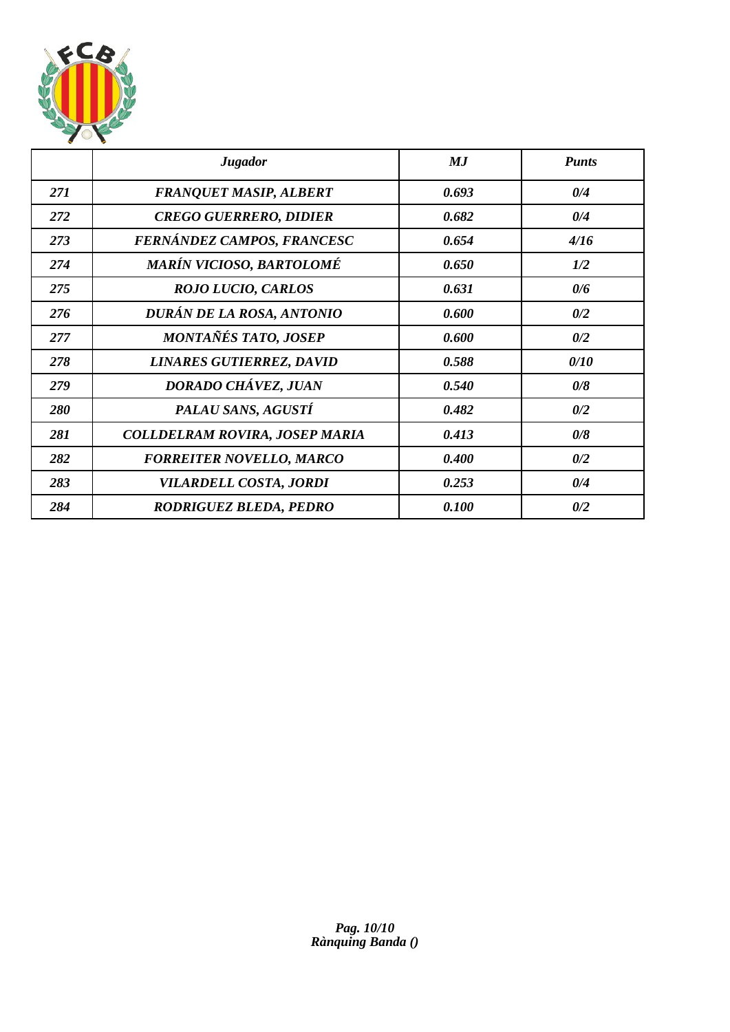| | Jugador | MJ | Punts |
|---|---|---|---|
| 271 | FRANQUET MASIP, ALBERT | 0.693 | 0/4 |
| 272 | CREGO GUERRERO, DIDIER | 0.682 | 0/4 |
| 273 | FERNÁNDEZ CAMPOS, FRANCESC | 0.654 | 4/16 |
| 274 | MARÍN VICIOSO, BARTOLOMÉ | 0.650 | 1/2 |
| 275 | ROJO LUCIO, CARLOS | 0.631 | 0/6 |
| 276 | DURÁN DE LA ROSA, ANTONIO | 0.600 | 0/2 |
| 277 | MONTAÑÉS TATO, JOSEP | 0.600 | 0/2 |
| 278 | LINARES GUTIERREZ, DAVID | 0.588 | 0/10 |
| 279 | DORADO CHÁVEZ, JUAN | 0.540 | 0/8 |
| 280 | PALAU SANS, AGUSTÍ | 0.482 | 0/2 |
| 281 | COLLDELRAM ROVIRA, JOSEP MARIA | 0.413 | 0/8 |
| 282 | FORREITER NOVELLO, MARCO | 0.400 | 0/2 |
| 283 | VILARDELL COSTA, JORDI | 0.253 | 0/4 |
| 284 | RODRIGUEZ BLEDA, PEDRO | 0.100 | 0/2 |

*Rànquing Banda ()*